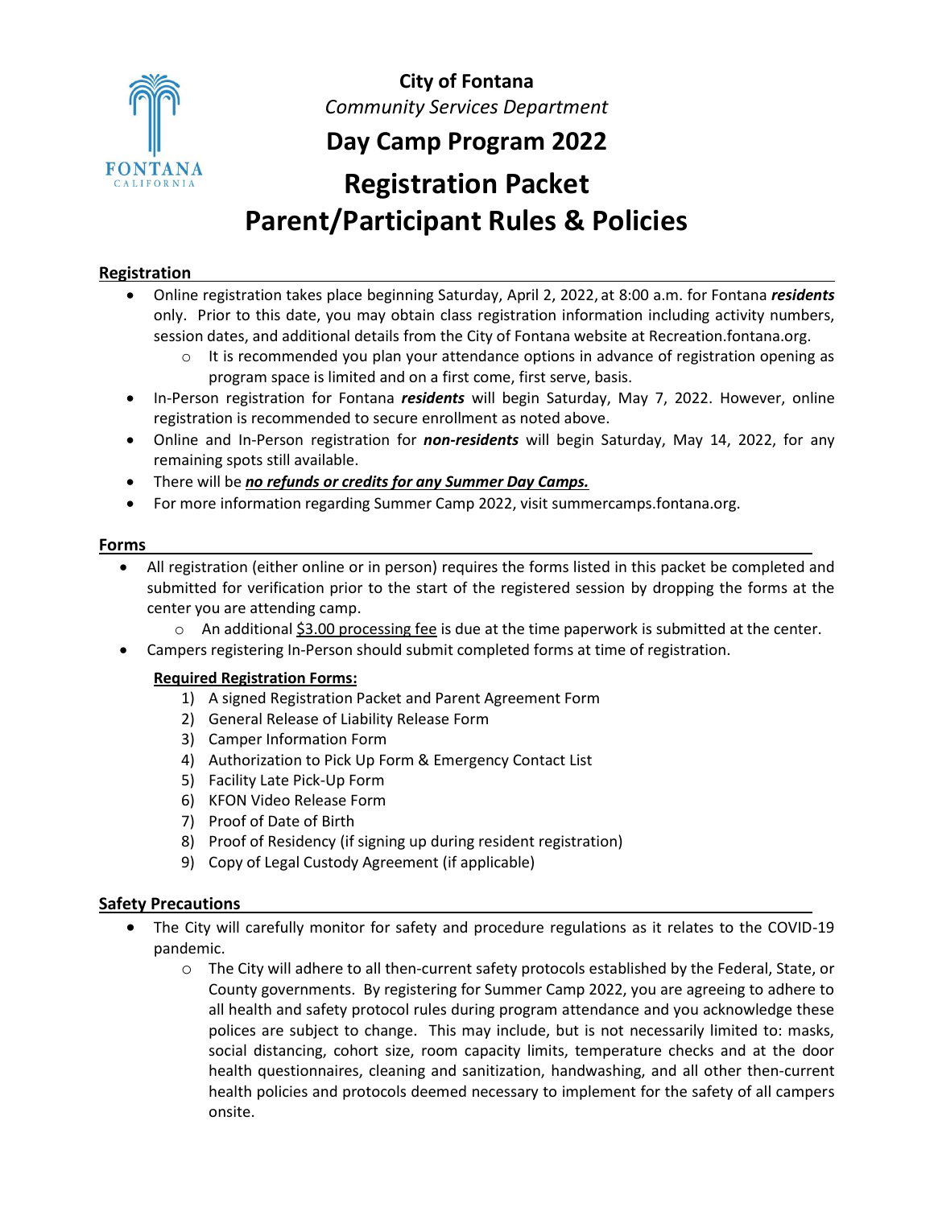**City of Fontana**
*Community Services Department*

## Day Camp Program 2022

# Registration Packet
# Parent/Participant Rules & Policies

### Registration

- Online registration takes place beginning Saturday, April 2, 2022, at 8:00 a.m. for Fontana ***residents*** only. Prior to this date, you may obtain class registration information including activity numbers, session dates, and additional details from the City of Fontana website at Recreation.fontana.org.
    - It is recommended you plan your attendance options in advance of registration opening as program space is limited and on a first come, first serve, basis.
- In-Person registration for Fontana ***residents*** will begin Saturday, May 7, 2022. However, online registration is recommended to secure enrollment as noted above.
- Online and In-Person registration for ***non-residents*** will begin Saturday, May 14, 2022, for any remaining spots still available.
- There will be ***<u>no refunds or credits for any Summer Day Camps.</u>***
- For more information regarding Summer Camp 2022, visit summercamps.fontana.org.

### Forms

- All registration (either online or in person) requires the forms listed in this packet be completed and submitted for verification prior to the start of the registered session by dropping the forms at the center you are attending camp.
    - An additional <u>$3.00 processing fee</u> is due at the time paperwork is submitted at the center.
- Campers registering In-Person should submit completed forms at time of registration.

**<u>Required Registration Forms:</u>**

1) A signed Registration Packet and Parent Agreement Form
2) General Release of Liability Release Form
3) Camper Information Form
4) Authorization to Pick Up Form & Emergency Contact List
5) Facility Late Pick-Up Form
6) KFON Video Release Form
7) Proof of Date of Birth
8) Proof of Residency (if signing up during resident registration)
9) Copy of Legal Custody Agreement (if applicable)

### Safety Precautions

- The City will carefully monitor for safety and procedure regulations as it relates to the COVID-19 pandemic.
    - The City will adhere to all then-current safety protocols established by the Federal, State, or County governments. By registering for Summer Camp 2022, you are agreeing to adhere to all health and safety protocol rules during program attendance and you acknowledge these polices are subject to change. This may include, but is not necessarily limited to: masks, social distancing, cohort size, room capacity limits, temperature checks and at the door health questionnaires, cleaning and sanitization, handwashing, and all other then-current health policies and protocols deemed necessary to implement for the safety of all campers onsite.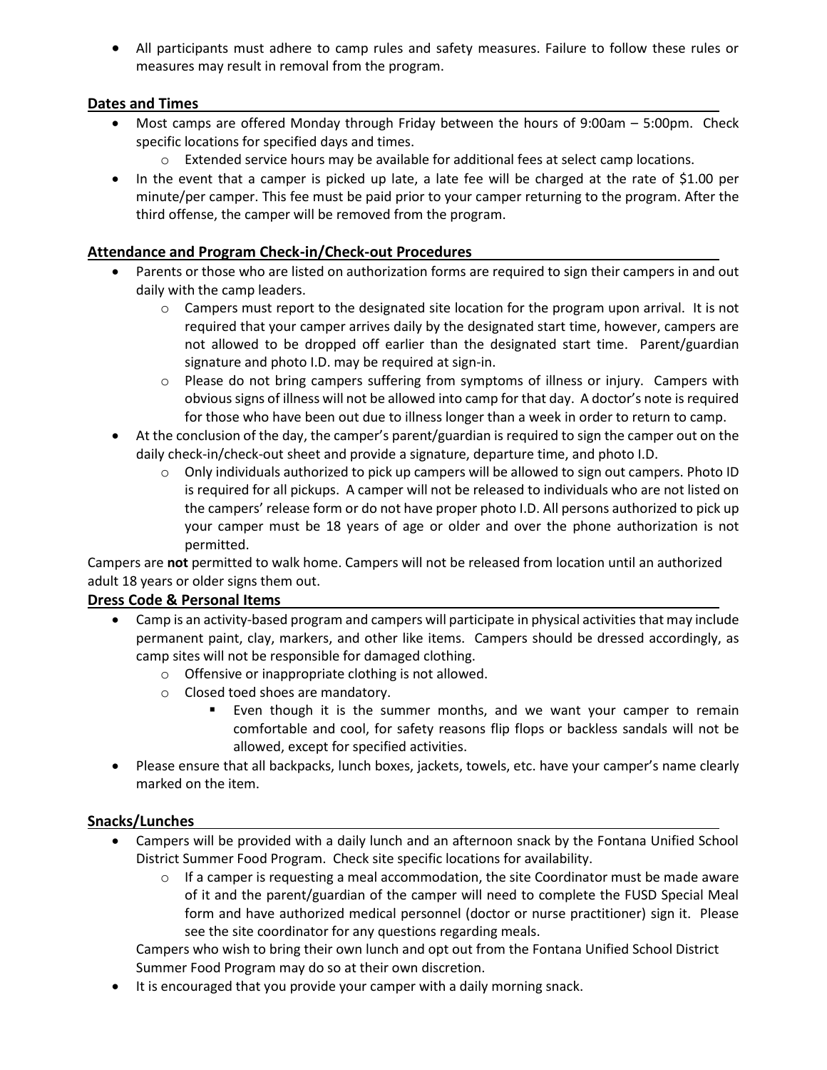- All participants must adhere to camp rules and safety measures. Failure to follow these rules or measures may result in removal from the program.

## Dates and Times

- Most camps are offered Monday through Friday between the hours of 9:00am – 5:00pm. Check specific locations for specified days and times.
  - Extended service hours may be available for additional fees at select camp locations.
- In the event that a camper is picked up late, a late fee will be charged at the rate of $1.00 per minute/per camper. This fee must be paid prior to your camper returning to the program. After the third offense, the camper will be removed from the program.

## Attendance and Program Check-in/Check-out Procedures

- Parents or those who are listed on authorization forms are required to sign their campers in and out daily with the camp leaders.
  - Campers must report to the designated site location for the program upon arrival. It is not required that your camper arrives daily by the designated start time, however, campers are not allowed to be dropped off earlier than the designated start time. Parent/guardian signature and photo I.D. may be required at sign-in.
  - Please do not bring campers suffering from symptoms of illness or injury. Campers with obvious signs of illness will not be allowed into camp for that day. A doctor's note is required for those who have been out due to illness longer than a week in order to return to camp.
- At the conclusion of the day, the camper's parent/guardian is required to sign the camper out on the daily check-in/check-out sheet and provide a signature, departure time, and photo I.D.
  - Only individuals authorized to pick up campers will be allowed to sign out campers. Photo ID is required for all pickups. A camper will not be released to individuals who are not listed on the campers' release form or do not have proper photo I.D. All persons authorized to pick up your camper must be 18 years of age or older and over the phone authorization is not permitted.

Campers are **not** permitted to walk home. Campers will not be released from location until an authorized adult 18 years or older signs them out.

## Dress Code & Personal Items

- Camp is an activity-based program and campers will participate in physical activities that may include permanent paint, clay, markers, and other like items. Campers should be dressed accordingly, as camp sites will not be responsible for damaged clothing.
  - Offensive or inappropriate clothing is not allowed.
  - Closed toed shoes are mandatory.
    - Even though it is the summer months, and we want your camper to remain comfortable and cool, for safety reasons flip flops or backless sandals will not be allowed, except for specified activities.
- Please ensure that all backpacks, lunch boxes, jackets, towels, etc. have your camper's name clearly marked on the item.

## Snacks/Lunches

- Campers will be provided with a daily lunch and an afternoon snack by the Fontana Unified School District Summer Food Program. Check site specific locations for availability.
  - If a camper is requesting a meal accommodation, the site Coordinator must be made aware of it and the parent/guardian of the camper will need to complete the FUSD Special Meal form and have authorized medical personnel (doctor or nurse practitioner) sign it. Please see the site coordinator for any questions regarding meals.

  Campers who wish to bring their own lunch and opt out from the Fontana Unified School District Summer Food Program may do so at their own discretion.
- It is encouraged that you provide your camper with a daily morning snack.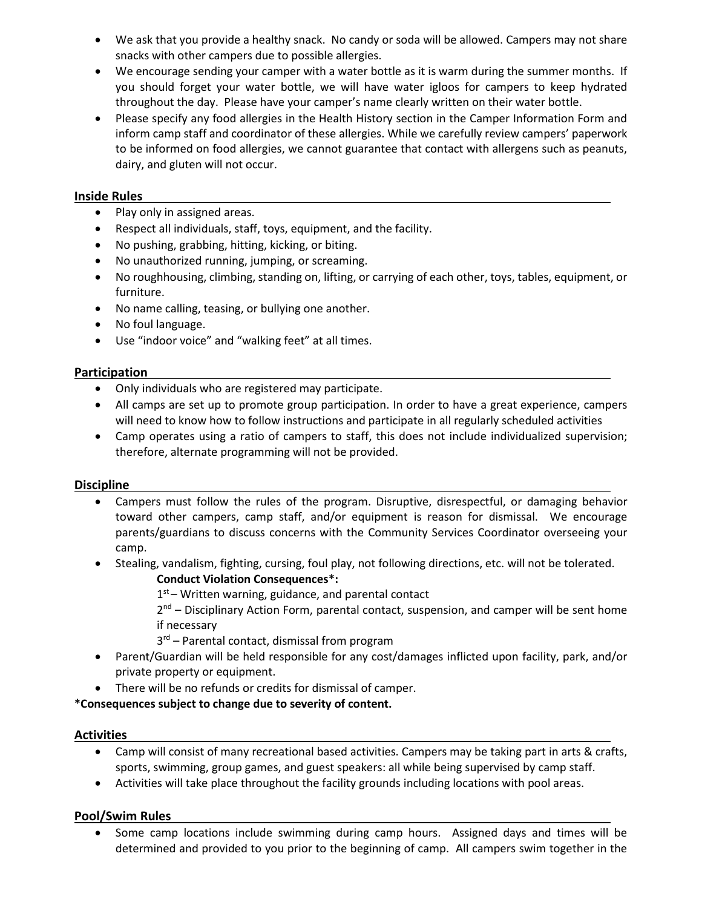- We ask that you provide a healthy snack. No candy or soda will be allowed. Campers may not share snacks with other campers due to possible allergies.
- We encourage sending your camper with a water bottle as it is warm during the summer months. If you should forget your water bottle, we will have water igloos for campers to keep hydrated throughout the day. Please have your camper's name clearly written on their water bottle.
- Please specify any food allergies in the Health History section in the Camper Information Form and inform camp staff and coordinator of these allergies. While we carefully review campers' paperwork to be informed on food allergies, we cannot guarantee that contact with allergens such as peanuts, dairy, and gluten will not occur.

## Inside Rules

- Play only in assigned areas.
- Respect all individuals, staff, toys, equipment, and the facility.
- No pushing, grabbing, hitting, kicking, or biting.
- No unauthorized running, jumping, or screaming.
- No roughhousing, climbing, standing on, lifting, or carrying of each other, toys, tables, equipment, or furniture.
- No name calling, teasing, or bullying one another.
- No foul language.
- Use "indoor voice" and "walking feet" at all times.

## Participation

- Only individuals who are registered may participate.
- All camps are set up to promote group participation. In order to have a great experience, campers will need to know how to follow instructions and participate in all regularly scheduled activities
- Camp operates using a ratio of campers to staff, this does not include individualized supervision; therefore, alternate programming will not be provided.

## Discipline

- Campers must follow the rules of the program. Disruptive, disrespectful, or damaging behavior toward other campers, camp staff, and/or equipment is reason for dismissal. We encourage parents/guardians to discuss concerns with the Community Services Coordinator overseeing your camp.
- Stealing, vandalism, fighting, cursing, foul play, not following directions, etc. will not be tolerated.

  **Conduct Violation Consequences*:**

  1st – Written warning, guidance, and parental contact

  2nd – Disciplinary Action Form, parental contact, suspension, and camper will be sent home if necessary

  3rd – Parental contact, dismissal from program
- Parent/Guardian will be held responsible for any cost/damages inflicted upon facility, park, and/or private property or equipment.
- There will be no refunds or credits for dismissal of camper.

***Consequences subject to change due to severity of content.**

## Activities

- Camp will consist of many recreational based activities. Campers may be taking part in arts & crafts, sports, swimming, group games, and guest speakers: all while being supervised by camp staff.
- Activities will take place throughout the facility grounds including locations with pool areas.

## Pool/Swim Rules

- Some camp locations include swimming during camp hours. Assigned days and times will be determined and provided to you prior to the beginning of camp. All campers swim together in the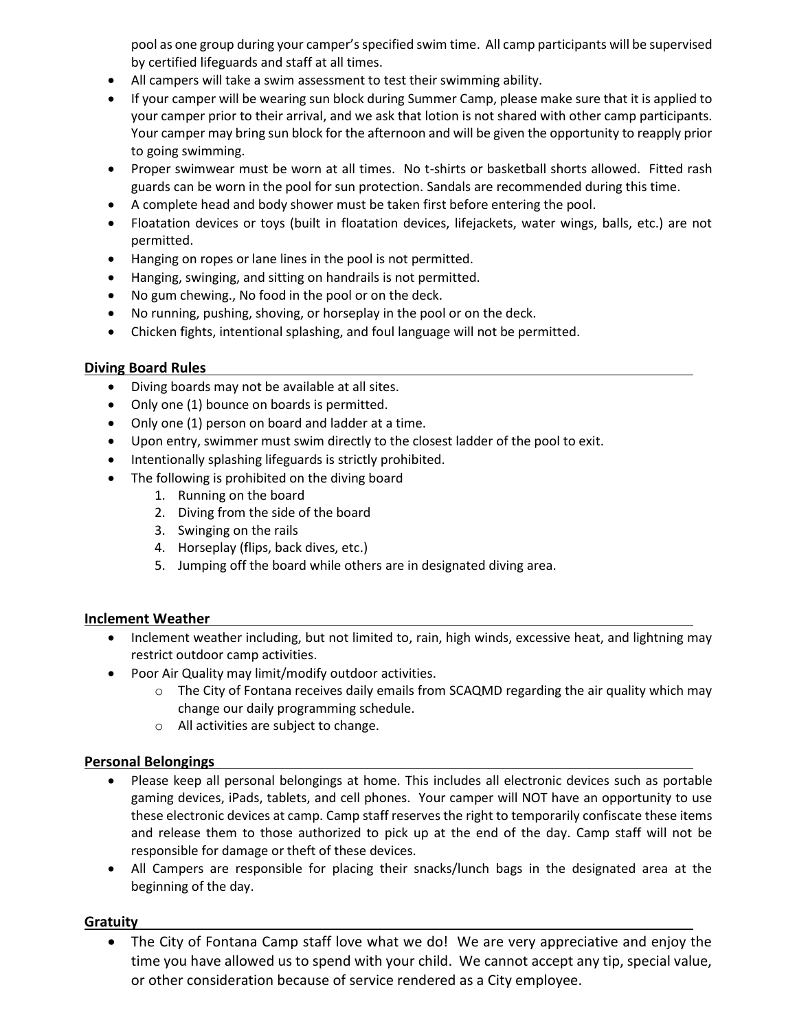pool as one group during your camper's specified swim time. All camp participants will be supervised by certified lifeguards and staff at all times.

- All campers will take a swim assessment to test their swimming ability.
- If your camper will be wearing sun block during Summer Camp, please make sure that it is applied to your camper prior to their arrival, and we ask that lotion is not shared with other camp participants. Your camper may bring sun block for the afternoon and will be given the opportunity to reapply prior to going swimming.
- Proper swimwear must be worn at all times. No t-shirts or basketball shorts allowed. Fitted rash guards can be worn in the pool for sun protection. Sandals are recommended during this time.
- A complete head and body shower must be taken first before entering the pool.
- Floatation devices or toys (built in floatation devices, lifejackets, water wings, balls, etc.) are not permitted.
- Hanging on ropes or lane lines in the pool is not permitted.
- Hanging, swinging, and sitting on handrails is not permitted.
- No gum chewing., No food in the pool or on the deck.
- No running, pushing, shoving, or horseplay in the pool or on the deck.
- Chicken fights, intentional splashing, and foul language will not be permitted.

## Diving Board Rules

- Diving boards may not be available at all sites.
- Only one (1) bounce on boards is permitted.
- Only one (1) person on board and ladder at a time.
- Upon entry, swimmer must swim directly to the closest ladder of the pool to exit.
- Intentionally splashing lifeguards is strictly prohibited.
- The following is prohibited on the diving board
    1. Running on the board
    2. Diving from the side of the board
    3. Swinging on the rails
    4. Horseplay (flips, back dives, etc.)
    5. Jumping off the board while others are in designated diving area.

## Inclement Weather

- Inclement weather including, but not limited to, rain, high winds, excessive heat, and lightning may restrict outdoor camp activities.
- Poor Air Quality may limit/modify outdoor activities.
    - The City of Fontana receives daily emails from SCAQMD regarding the air quality which may change our daily programming schedule.
    - All activities are subject to change.

## Personal Belongings

- Please keep all personal belongings at home. This includes all electronic devices such as portable gaming devices, iPads, tablets, and cell phones. Your camper will NOT have an opportunity to use these electronic devices at camp. Camp staff reserves the right to temporarily confiscate these items and release them to those authorized to pick up at the end of the day. Camp staff will not be responsible for damage or theft of these devices.
- All Campers are responsible for placing their snacks/lunch bags in the designated area at the beginning of the day.

## Gratuity

- The City of Fontana Camp staff love what we do! We are very appreciative and enjoy the time you have allowed us to spend with your child. We cannot accept any tip, special value, or other consideration because of service rendered as a City employee.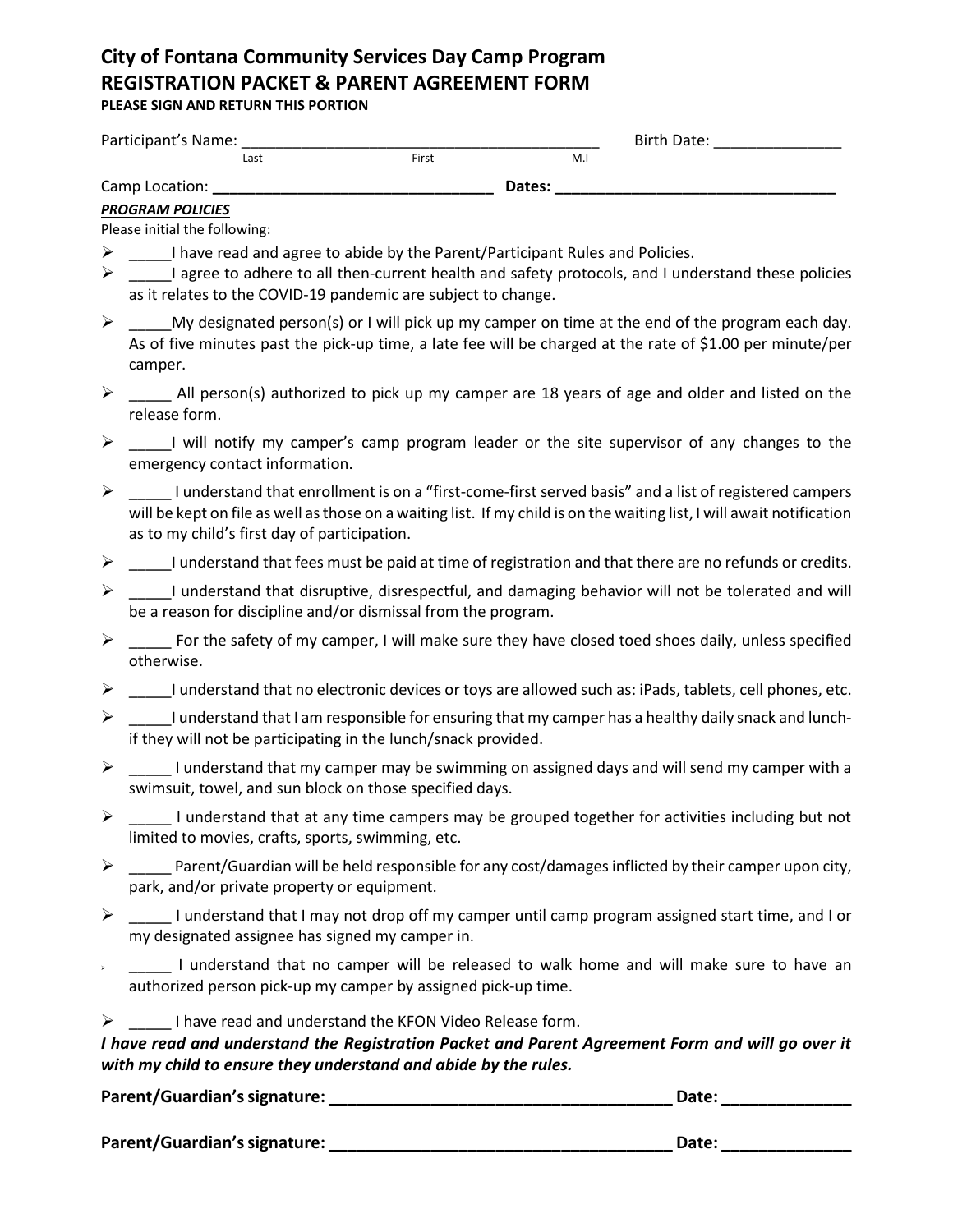# City of Fontana Community Services Day Camp Program
## REGISTRATION PACKET & PARENT AGREEMENT FORM

**PLEASE SIGN AND RETURN THIS PORTION**

Participant's Name: ___________________________________________ Birth Date: _______________
Last First M.I

Camp Location: **________________________________ Dates: ________________________________**

***PROGRAM POLICIES***

Please initial the following:

- _____I have read and agree to abide by the Parent/Participant Rules and Policies.
- _____I agree to adhere to all then-current health and safety protocols, and I understand these policies as it relates to the COVID-19 pandemic are subject to change.
- _____My designated person(s) or I will pick up my camper on time at the end of the program each day. As of five minutes past the pick-up time, a late fee will be charged at the rate of $1.00 per minute/per camper.
- _____ All person(s) authorized to pick up my camper are 18 years of age and older and listed on the release form.
- _____I will notify my camper's camp program leader or the site supervisor of any changes to the emergency contact information.
- _____ I understand that enrollment is on a "first-come-first served basis" and a list of registered campers will be kept on file as well as those on a waiting list. If my child is on the waiting list, I will await notification as to my child's first day of participation.
- _____I understand that fees must be paid at time of registration and that there are no refunds or credits.
- _____I understand that disruptive, disrespectful, and damaging behavior will not be tolerated and will be a reason for discipline and/or dismissal from the program.
- _____ For the safety of my camper, I will make sure they have closed toed shoes daily, unless specified otherwise.
- _____I understand that no electronic devices or toys are allowed such as: iPads, tablets, cell phones, etc.
- _____I understand that I am responsible for ensuring that my camper has a healthy daily snack and lunch- if they will not be participating in the lunch/snack provided.
- _____ I understand that my camper may be swimming on assigned days and will send my camper with a swimsuit, towel, and sun block on those specified days.
- _____ I understand that at any time campers may be grouped together for activities including but not limited to movies, crafts, sports, swimming, etc.
- _____ Parent/Guardian will be held responsible for any cost/damages inflicted by their camper upon city, park, and/or private property or equipment.
- _____ I understand that I may not drop off my camper until camp program assigned start time, and I or my designated assignee has signed my camper in.
- _____ I understand that no camper will be released to walk home and will make sure to have an authorized person pick-up my camper by assigned pick-up time.
- _____ I have read and understand the KFON Video Release form.

***I have read and understand the Registration Packet and Parent Agreement Form and will go over it with my child to ensure they understand and abide by the rules.***

**Parent/Guardian's signature: ______________________________________ Date: ______________**

**Parent/Guardian's signature: ______________________________________ Date: ______________**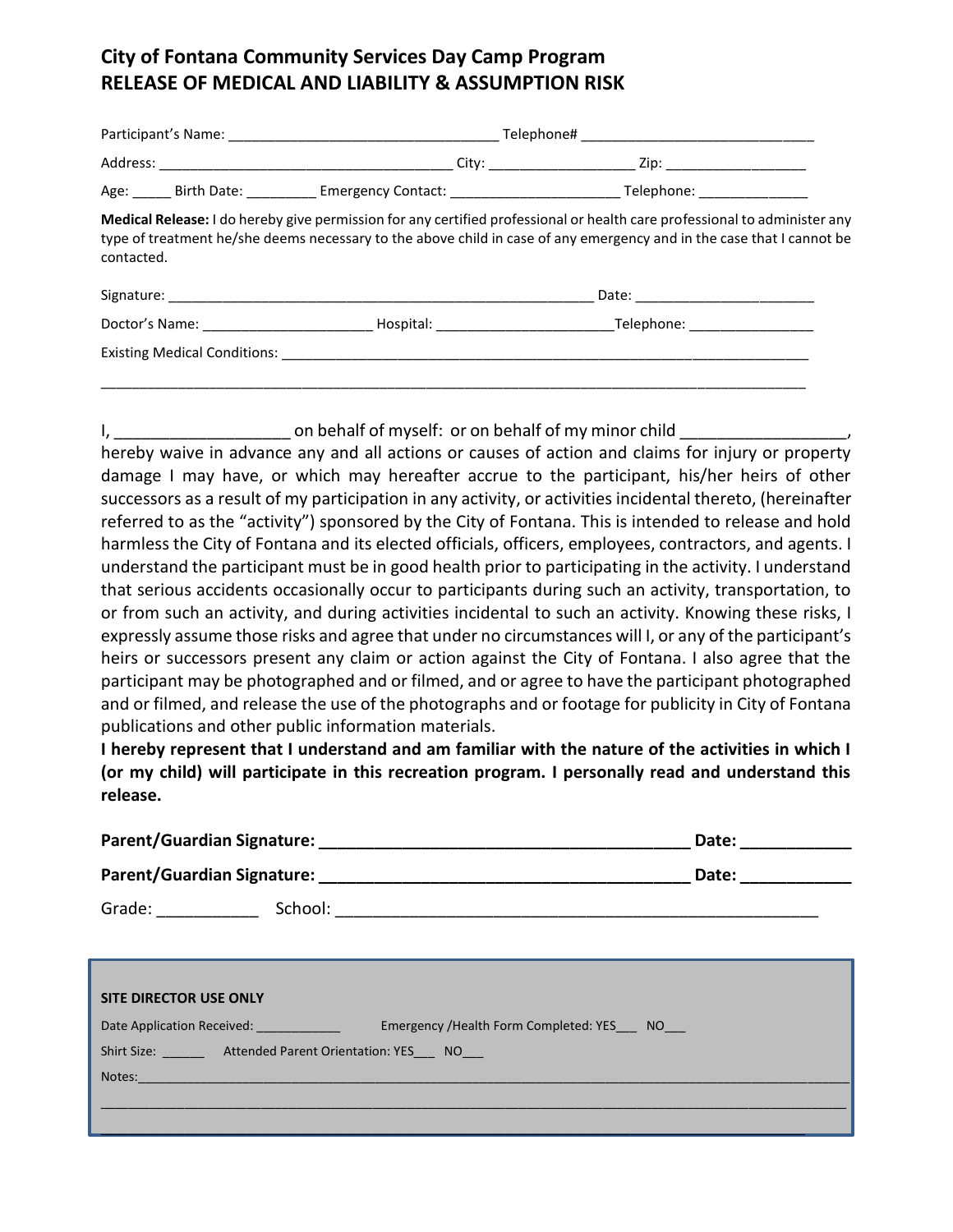# City of Fontana Community Services Day Camp Program
# RELEASE OF MEDICAL AND LIABILITY & ASSUMPTION RISK

Participant's Name: ___________________________________ Telephone# ______________________________

Address: _____________________________________ City: ___________________ Zip: __________________

Age: _____ Birth Date: _________ Emergency Contact: ______________________ Telephone: ______________

**Medical Release:** I do hereby give permission for any certified professional or health care professional to administer any type of treatment he/she deems necessary to the above child in case of any emergency and in the case that I cannot be contacted.

Signature: _________________________________________________________ Date: _______________________

Doctor's Name: ______________________ Hospital: _______________________Telephone: ________________

Existing Medical Conditions: __________________________________________________________________________

_____________________________________________________________________________________________

I, ___________________ on behalf of myself: or on behalf of my minor child __________________, hereby waive in advance any and all actions or causes of action and claims for injury or property damage I may have, or which may hereafter accrue to the participant, his/her heirs of other successors as a result of my participation in any activity, or activities incidental thereto, (hereinafter referred to as the "activity") sponsored by the City of Fontana. This is intended to release and hold harmless the City of Fontana and its elected officials, officers, employees, contractors, and agents. I understand the participant must be in good health prior to participating in the activity. I understand that serious accidents occasionally occur to participants during such an activity, transportation, to or from such an activity, and during activities incidental to such an activity. Knowing these risks, I expressly assume those risks and agree that under no circumstances will I, or any of the participant's heirs or successors present any claim or action against the City of Fontana. I also agree that the participant may be photographed and or filmed, and or agree to have the participant photographed and or filmed, and release the use of the photographs and or footage for publicity in City of Fontana publications and other public information materials.
**I hereby represent that I understand and am familiar with the nature of the activities in which I (or my child) will participate in this recreation program. I personally read and understand this release.**

**Parent/Guardian Signature: _________________________________________ Date: ____________**

**Parent/Guardian Signature: _________________________________________ Date: ____________**

Grade: ___________ School: ______________________________________________________

**SITE DIRECTOR USE ONLY**

Date Application Received: ____________ Emergency /Health Form Completed: YES___ NO___

Shirt Size: ______ Attended Parent Orientation: YES___ NO___

Notes:___________________________________________________________________________________________

_________________________________________________________________________________________________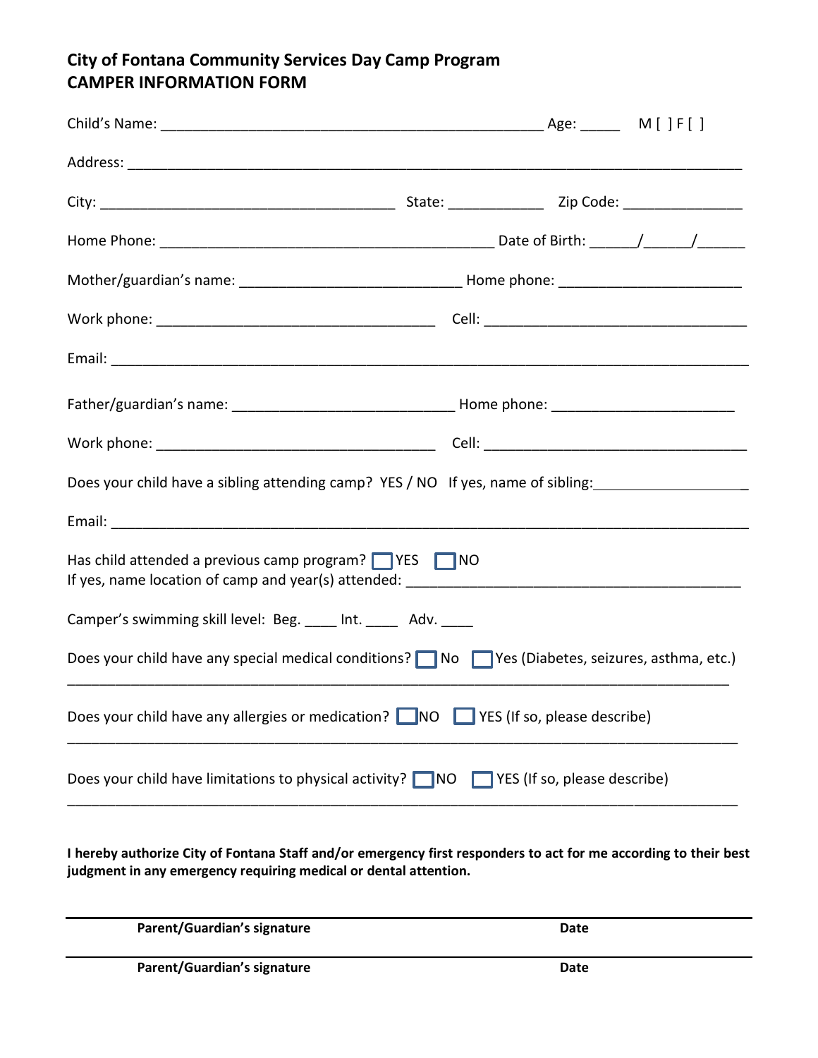**City of Fontana Community Services Day Camp Program**
**CAMPER INFORMATION FORM**

Child's Name: ________________________________________________ Age: _____ M [ ] F [ ]

Address: ______________________________________________________________________________

City: _____________________________________ State: ____________ Zip Code: _______________

Home Phone: __________________________________________ Date of Birth: ______/______/______

Mother/guardian's name: ____________________________ Home phone: ______________________

Work phone: ___________________________________ Cell: _________________________________

Email: ________________________________________________________________________________

Father/guardian's name: ____________________________ Home phone: ______________________

Work phone: ___________________________________ Cell: _________________________________

Does your child have a sibling attending camp? YES / NO If yes, name of sibling:___________________

Email: ________________________________________________________________________________

Has child attended a previous camp program? ☐ YES ☐ NO
If yes, name location of camp and year(s) attended: ___________________________________________

Camper's swimming skill level: Beg. ____ Int. ____ Adv. ____

Does your child have any special medical conditions? ☐ No ☐ Yes (Diabetes, seizures, asthma, etc.)

______________________________________________________________________________________

Does your child have any allergies or medication? ☐ NO ☐ YES (If so, please describe)

______________________________________________________________________________________

Does your child have limitations to physical activity? ☐ NO ☐ YES (If so, please describe)

______________________________________________________________________________________

**I hereby authorize City of Fontana Staff and/or emergency first responders to act for me according to their best judgment in any emergency requiring medical or dental attention.**

______________________________________________________________________________________
**Parent/Guardian's signature** **Date**

______________________________________________________________________________________
**Parent/Guardian's signature** **Date**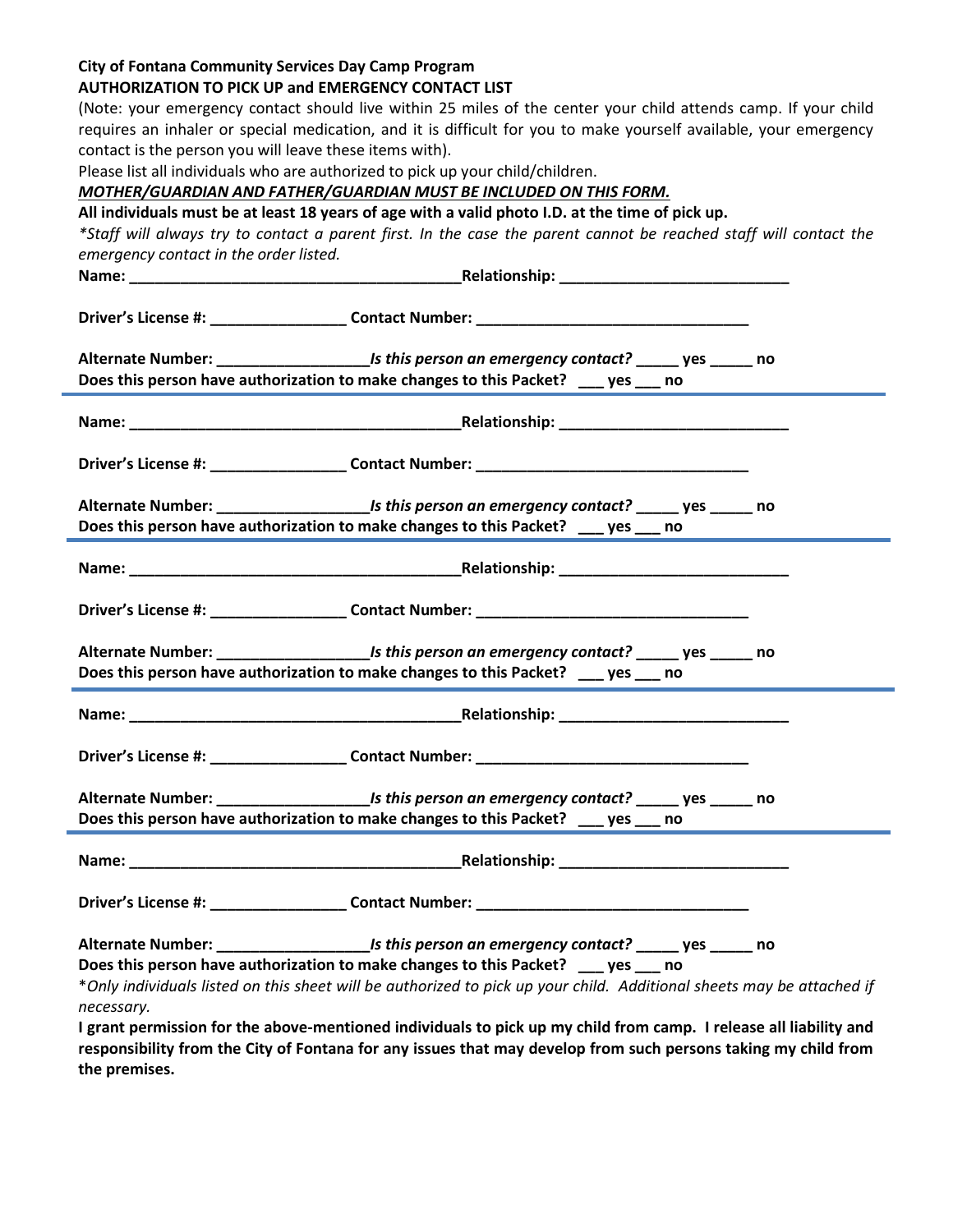**City of Fontana Community Services Day Camp Program**
**AUTHORIZATION TO PICK UP and EMERGENCY CONTACT LIST**

(Note: your emergency contact should live within 25 miles of the center your child attends camp. If your child requires an inhaler or special medication, and it is difficult for you to make yourself available, your emergency contact is the person you will leave these items with).

Please list all individuals who are authorized to pick up your child/children.

***MOTHER/GUARDIAN AND FATHER/GUARDIAN MUST BE INCLUDED ON THIS FORM.***

**All individuals must be at least 18 years of age with a valid photo I.D. at the time of pick up.**

**Staff will always try to contact a parent first. In the case the parent cannot be reached staff will contact the emergency contact in the order listed.*

**Name:** ______________________________________ **Relationship:** __________________________

**Driver's License #:** ________________ **Contact Number:** ________________________________

**Alternate Number:** _________________ ***Is this person an emergency contact?*** _____ **yes** _____ **no**
**Does this person have authorization to make changes to this Packet?** ___ **yes** ___ **no**

---

**Name:** ______________________________________ **Relationship:** __________________________

**Driver's License #:** ________________ **Contact Number:** ________________________________

**Alternate Number:** _________________ ***Is this person an emergency contact?*** _____ **yes** _____ **no**
**Does this person have authorization to make changes to this Packet?** ___ **yes** ___ **no**

---

**Name:** ______________________________________ **Relationship:** __________________________

**Driver's License #:** ________________ **Contact Number:** ________________________________

**Alternate Number:** _________________ ***Is this person an emergency contact?*** _____ **yes** _____ **no**
**Does this person have authorization to make changes to this Packet?** ___ **yes** ___ **no**

---

**Name:** ______________________________________ **Relationship:** __________________________

**Driver's License #:** ________________ **Contact Number:** ________________________________

**Alternate Number:** _________________ ***Is this person an emergency contact?*** _____ **yes** _____ **no**
**Does this person have authorization to make changes to this Packet?** ___ **yes** ___ **no**

---

**Name:** ______________________________________ **Relationship:** __________________________

**Driver's License #:** ________________ **Contact Number:** ________________________________

**Alternate Number:** _________________ ***Is this person an emergency contact?*** _____ **yes** _____ **no**
**Does this person have authorization to make changes to this Packet?** ___ **yes** ___ **no**

**Only individuals listed on this sheet will be authorized to pick up your child. Additional sheets may be attached if necessary.*

**I grant permission for the above-mentioned individuals to pick up my child from camp. I release all liability and responsibility from the City of Fontana for any issues that may develop from such persons taking my child from the premises.**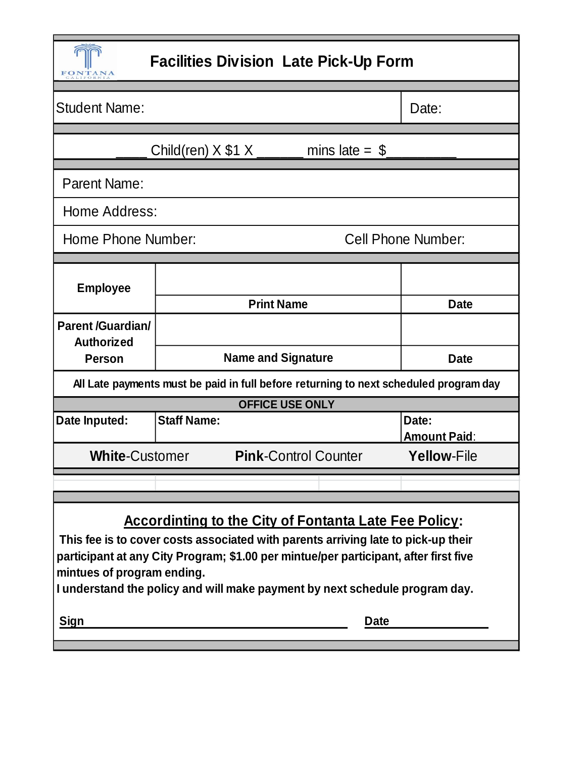FONTANA CALIFORNIA

# Facilities Division Late Pick-Up Form

| Student Name: | Date: |
|---|---|

____ Child(ren) X $1 X ______ mins late = $_________

Parent Name:

Home Address:

Home Phone Number: Cell Phone Number:

| | | |
|---|---|---|
| **Employee** | | |
| | **Print Name** | **Date** |
| **Parent /Guardian/ Authorized Person** | | |
| | **Name and Signature** | **Date** |

**All Late payments must be paid in full before returning to next scheduled program day**

**OFFICE USE ONLY**

| **Date Inputed:** | **Staff Name:** | **Date:** **Amount Paid**: |
|---|---|---|

**White**-Customer **Pink**-Control Counter **Yellow**-File

**<u>Accordinting to the City of Fontanta Late Fee Policy</u>:**

**This fee is to cover costs associated with parents arriving late to pick-up their participant at any City Program; $1.00 per mintue/per participant, after first five mintues of program ending.**

**I understand the policy and will make payment by next schedule program day.**

**Sign** ________________________________________ **Date** ________________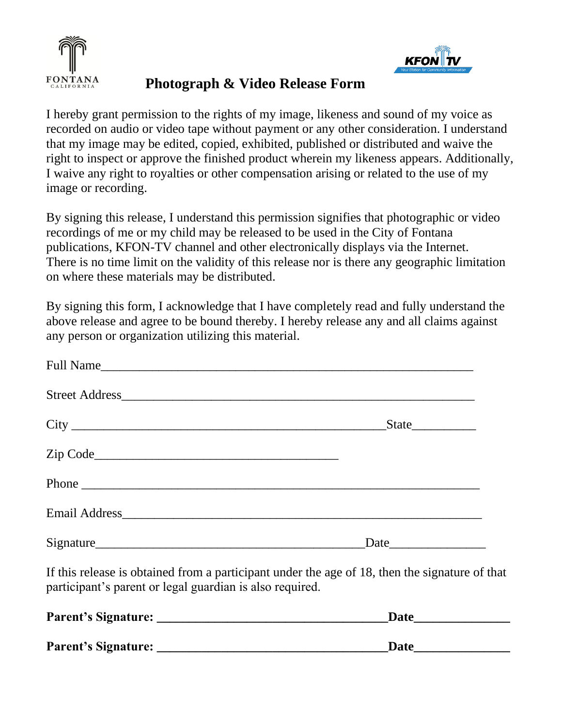FONTANA
CALIFORNIA

KFON TV
Your Station for Community Information

# Photograph & Video Release Form

I hereby grant permission to the rights of my image, likeness and sound of my voice as recorded on audio or video tape without payment or any other consideration. I understand that my image may be edited, copied, exhibited, published or distributed and waive the right to inspect or approve the finished product wherein my likeness appears. Additionally, I waive any right to royalties or other compensation arising or related to the use of my image or recording.

By signing this release, I understand this permission signifies that photographic or video recordings of me or my child may be released to be used in the City of Fontana publications, KFON-TV channel and other electronically displays via the Internet. There is no time limit on the validity of this release nor is there any geographic limitation on where these materials may be distributed.

By signing this form, I acknowledge that I have completely read and fully understand the above release and agree to be bound thereby. I hereby release any and all claims against any person or organization utilizing this material.

Full Name_____________________________________________________________

Street Address_________________________________________________________

City ___________________________________________________State__________

Zip Code_______________________________________

Phone _________________________________________________________________

Email Address__________________________________________________________

Signature___________________________________________Date_______________

If this release is obtained from a participant under the age of 18, then the signature of that participant's parent or legal guardian is also required.

**Parent's Signature: ____________________________________Date_______________**

**Parent's Signature: ____________________________________Date_______________**